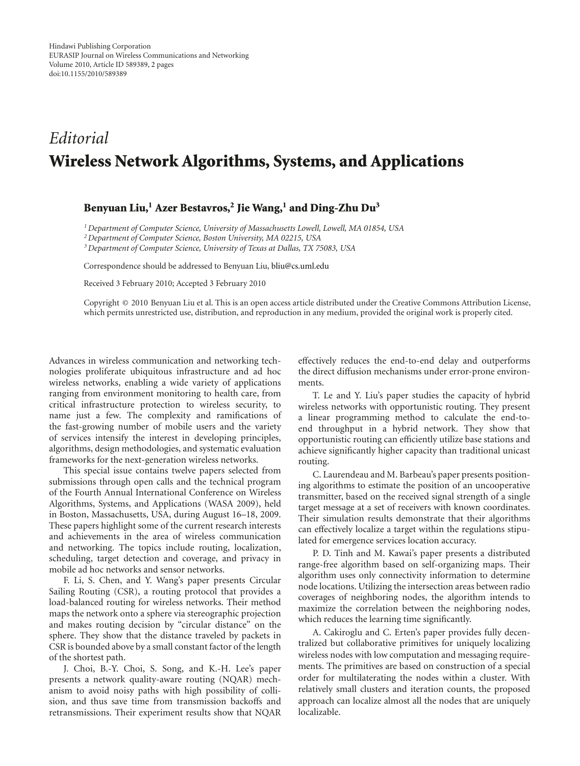*Editorial*

# Wireless Network Algorithms, Systems, and Applications

**Benyuan Liu,[1] Azer Bestavros,[2] Jie Wang,[1] and Ding-Zhu Du[3]**

[1] *Department of Computer Science, University of Massachusetts Lowell, Lowell, MA 01854, USA*
[2] *Department of Computer Science, Boston University, MA 02215, USA*
[3] *Department of Computer Science, University of Texas at Dallas, TX 75083, USA*

Correspondence should be addressed to Benyuan Liu, bliu@cs.uml.edu

Received 3 February 2010; Accepted 3 February 2010

Copyright © 2010 Benyuan Liu et al. This is an open access article distributed under the Creative Commons Attribution License, which permits unrestricted use, distribution, and reproduction in any medium, provided the original work is properly cited.

Advances in wireless communication and networking technologies proliferate ubiquitous infrastructure and ad hoc wireless networks, enabling a wide variety of applications ranging from environment monitoring to health care, from critical infrastructure protection to wireless security, to name just a few. The complexity and ramifications of the fast-growing number of mobile users and the variety of services intensify the interest in developing principles, algorithms, design methodologies, and systematic evaluation frameworks for the next-generation wireless networks.

This special issue contains twelve papers selected from submissions through open calls and the technical program of the Fourth Annual International Conference on Wireless Algorithms, Systems, and Applications (WASA 2009), held in Boston, Massachusetts, USA, during August 16–18, 2009. These papers highlight some of the current research interests and achievements in the area of wireless communication and networking. The topics include routing, localization, scheduling, target detection and coverage, and privacy in mobile ad hoc networks and sensor networks.

F. Li, S. Chen, and Y. Wang's paper presents Circular Sailing Routing (CSR), a routing protocol that provides a load-balanced routing for wireless networks. Their method maps the network onto a sphere via stereographic projection and makes routing decision by "circular distance" on the sphere. They show that the distance traveled by packets in CSR is bounded above by a small constant factor of the length of the shortest path.

J. Choi, B.-Y. Choi, S. Song, and K.-H. Lee's paper presents a network quality-aware routing (NQAR) mechanism to avoid noisy paths with high possibility of collision, and thus save time from transmission backoffs and retransmissions. Their experiment results show that NQAR effectively reduces the end-to-end delay and outperforms the direct diffusion mechanisms under error-prone environments.

T. Le and Y. Liu's paper studies the capacity of hybrid wireless networks with opportunistic routing. They present a linear programming method to calculate the end-to-end throughput in a hybrid network. They show that opportunistic routing can efficiently utilize base stations and achieve significantly higher capacity than traditional unicast routing.

C. Laurendeau and M. Barbeau's paper presents positioning algorithms to estimate the position of an uncooperative transmitter, based on the received signal strength of a single target message at a set of receivers with known coordinates. Their simulation results demonstrate that their algorithms can effectively localize a target within the regulations stipulated for emergence services location accuracy.

P. D. Tinh and M. Kawai's paper presents a distributed range-free algorithm based on self-organizing maps. Their algorithm uses only connectivity information to determine node locations. Utilizing the intersection areas between radio coverages of neighboring nodes, the algorithm intends to maximize the correlation between the neighboring nodes, which reduces the learning time significantly.

A. Cakiroglu and C. Erten's paper provides fully decentralized but collaborative primitives for uniquely localizing wireless nodes with low computation and messaging requirements. The primitives are based on construction of a special order for multilaterating the nodes within a cluster. With relatively small clusters and iteration counts, the proposed approach can localize almost all the nodes that are uniquely localizable.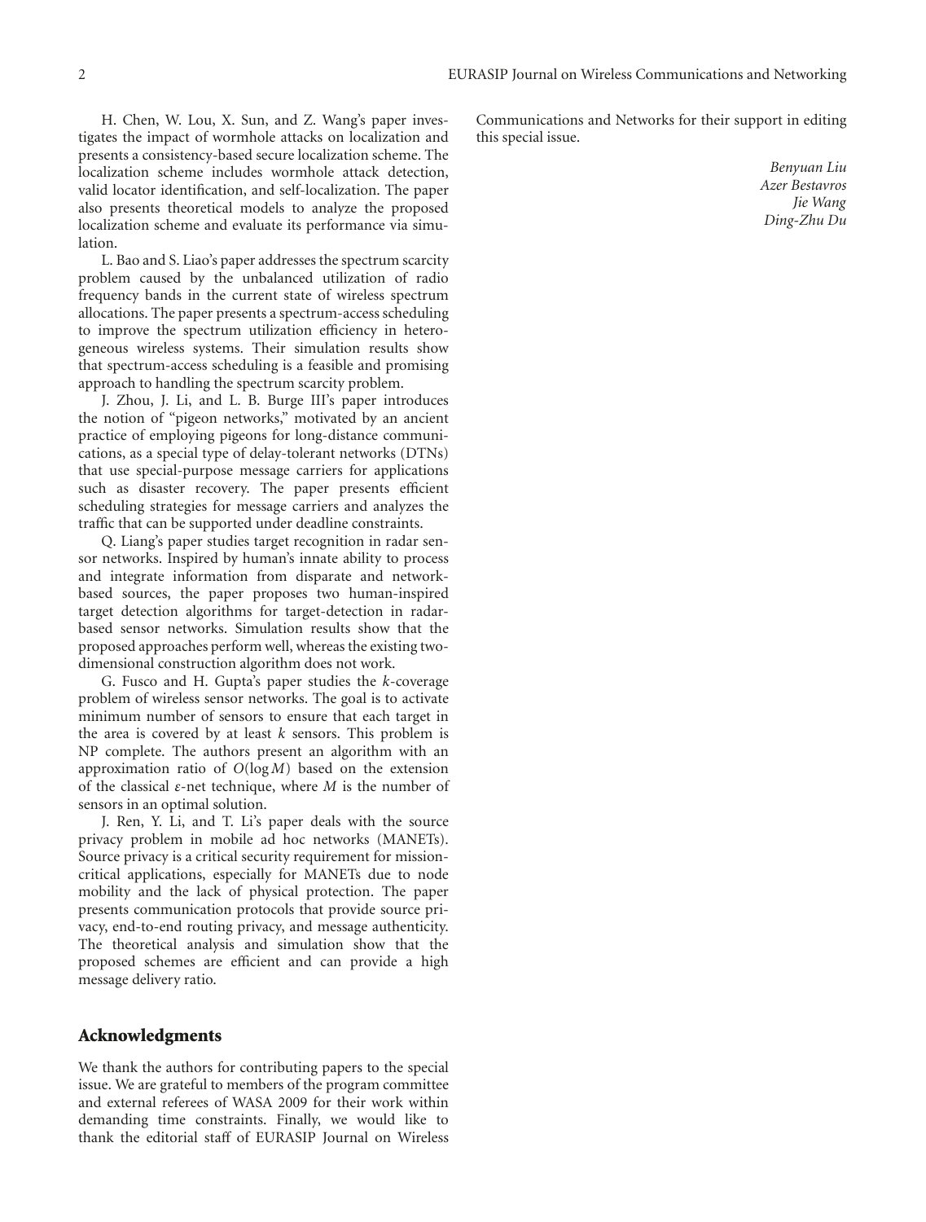H. Chen, W. Lou, X. Sun, and Z. Wang's paper investigates the impact of wormhole attacks on localization and presents a consistency-based secure localization scheme. The localization scheme includes wormhole attack detection, valid locator identification, and self-localization. The paper also presents theoretical models to analyze the proposed localization scheme and evaluate its performance via simulation.

L. Bao and S. Liao's paper addresses the spectrum scarcity problem caused by the unbalanced utilization of radio frequency bands in the current state of wireless spectrum allocations. The paper presents a spectrum-access scheduling to improve the spectrum utilization efficiency in heterogeneous wireless systems. Their simulation results show that spectrum-access scheduling is a feasible and promising approach to handling the spectrum scarcity problem.

J. Zhou, J. Li, and L. B. Burge III's paper introduces the notion of "pigeon networks," motivated by an ancient practice of employing pigeons for long-distance communications, as a special type of delay-tolerant networks (DTNs) that use special-purpose message carriers for applications such as disaster recovery. The paper presents efficient scheduling strategies for message carriers and analyzes the traffic that can be supported under deadline constraints.

Q. Liang's paper studies target recognition in radar sensor networks. Inspired by human's innate ability to process and integrate information from disparate and network-based sources, the paper proposes two human-inspired target detection algorithms for target-detection in radar-based sensor networks. Simulation results show that the proposed approaches perform well, whereas the existing two-dimensional construction algorithm does not work.

G. Fusco and H. Gupta's paper studies the $k$-coverage problem of wireless sensor networks. The goal is to activate minimum number of sensors to ensure that each target in the area is covered by at least $k$ sensors. This problem is NP complete. The authors present an algorithm with an approximation ratio of $O(\log M)$ based on the extension of the classical $\varepsilon$-net technique, where $M$ is the number of sensors in an optimal solution.

J. Ren, Y. Li, and T. Li's paper deals with the source privacy problem in mobile ad hoc networks (MANETs). Source privacy is a critical security requirement for mission-critical applications, especially for MANETs due to node mobility and the lack of physical protection. The paper presents communication protocols that provide source privacy, end-to-end routing privacy, and message authenticity. The theoretical analysis and simulation show that the proposed schemes are efficient and can provide a high message delivery ratio.

## Acknowledgments

We thank the authors for contributing papers to the special issue. We are grateful to members of the program committee and external referees of WASA 2009 for their work within demanding time constraints. Finally, we would like to thank the editorial staff of EURASIP Journal on Wireless Communications and Networks for their support in editing this special issue.

*Benyuan Liu*
*Azer Bestavros*
*Jie Wang*
*Ding-Zhu Du*